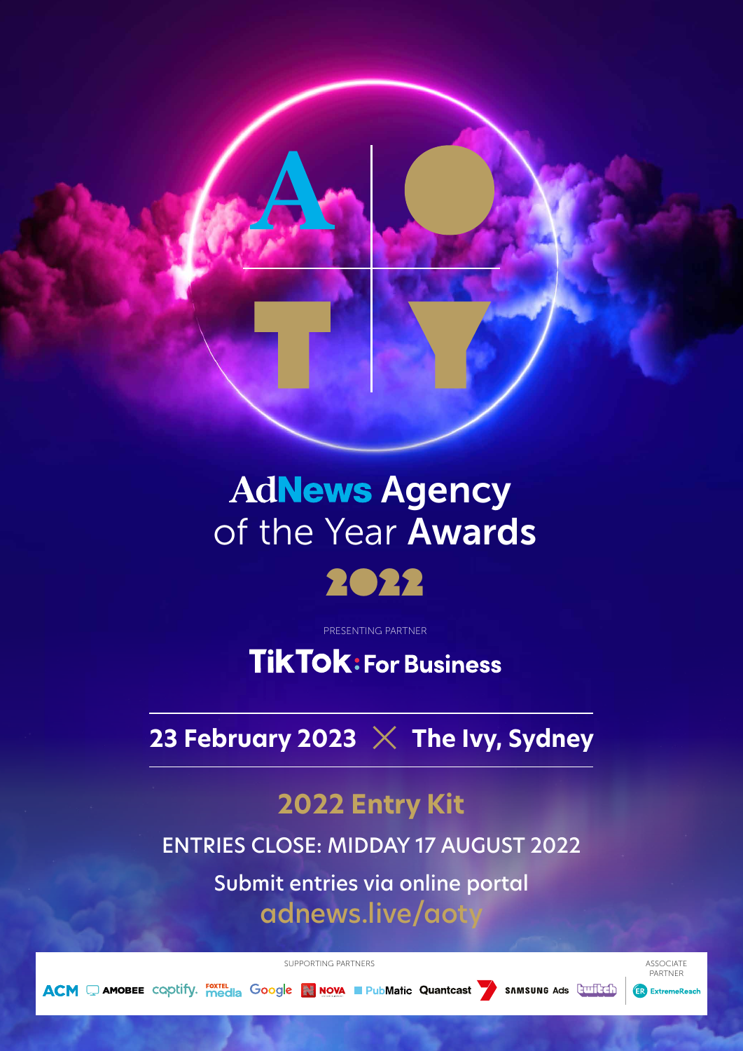# AdNews Agency of the Year Awards 2022

PRESENTING PARTNER

**TikTok: For Business**

**23 February 2023 × The Ivy, Sydney**

## 2022 Entry Kit

ENTRIES CLOSE: MIDDAY 17 AUGUST 2022

Submit entries via online portal
adnews.live/aoty

SUPPORTING PARTNERS

ACM, AMOBEE, captify., FOXTEL media, Google, NOVA, PubMatic, Quantcast, 7, SAMSUNG Ads, twitch

ASSOCIATE PARTNER

ExtremeReach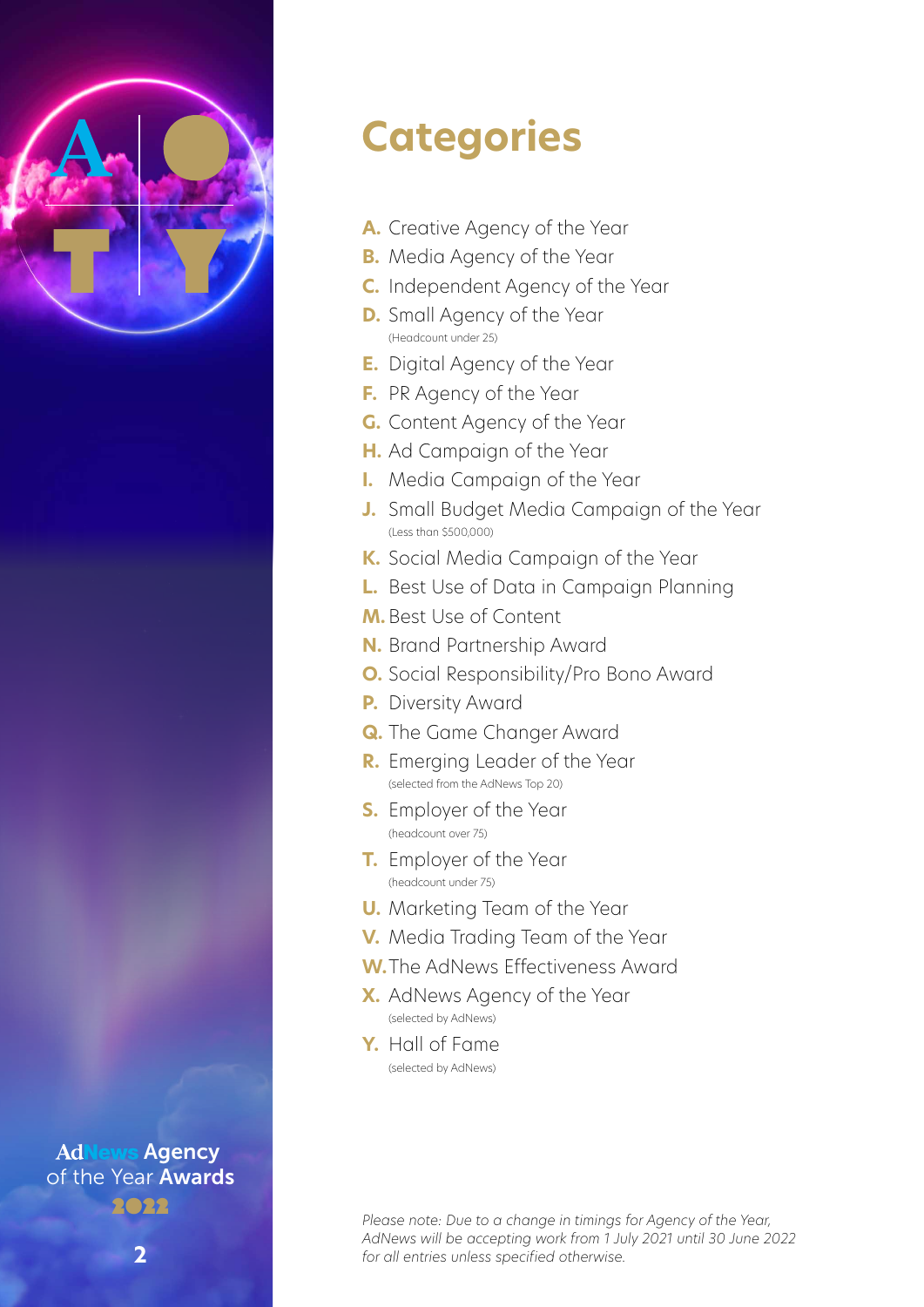# Categories

**A.** Creative Agency of the Year

**B.** Media Agency of the Year

**C.** Independent Agency of the Year

**D.** Small Agency of the Year
(Headcount under 25)

**E.** Digital Agency of the Year

**F.** PR Agency of the Year

**G.** Content Agency of the Year

**H.** Ad Campaign of the Year

**I.** Media Campaign of the Year

**J.** Small Budget Media Campaign of the Year
(Less than $500,000)

**K.** Social Media Campaign of the Year

**L.** Best Use of Data in Campaign Planning

**M.** Best Use of Content

**N.** Brand Partnership Award

**O.** Social Responsibility/Pro Bono Award

**P.** Diversity Award

**Q.** The Game Changer Award

**R.** Emerging Leader of the Year
(selected from the AdNews Top 20)

**S.** Employer of the Year
(headcount over 75)

**T.** Employer of the Year
(headcount under 75)

**U.** Marketing Team of the Year

**V.** Media Trading Team of the Year

**W.** The AdNews Effectiveness Award

**X.** AdNews Agency of the Year
(selected by AdNews)

**Y.** Hall of Fame
(selected by AdNews)

*Please note: Due to a change in timings for Agency of the Year, AdNews will be accepting work from 1 July 2021 until 30 June 2022 for all entries unless specified otherwise.*

AdNews Agency of the Year Awards 2022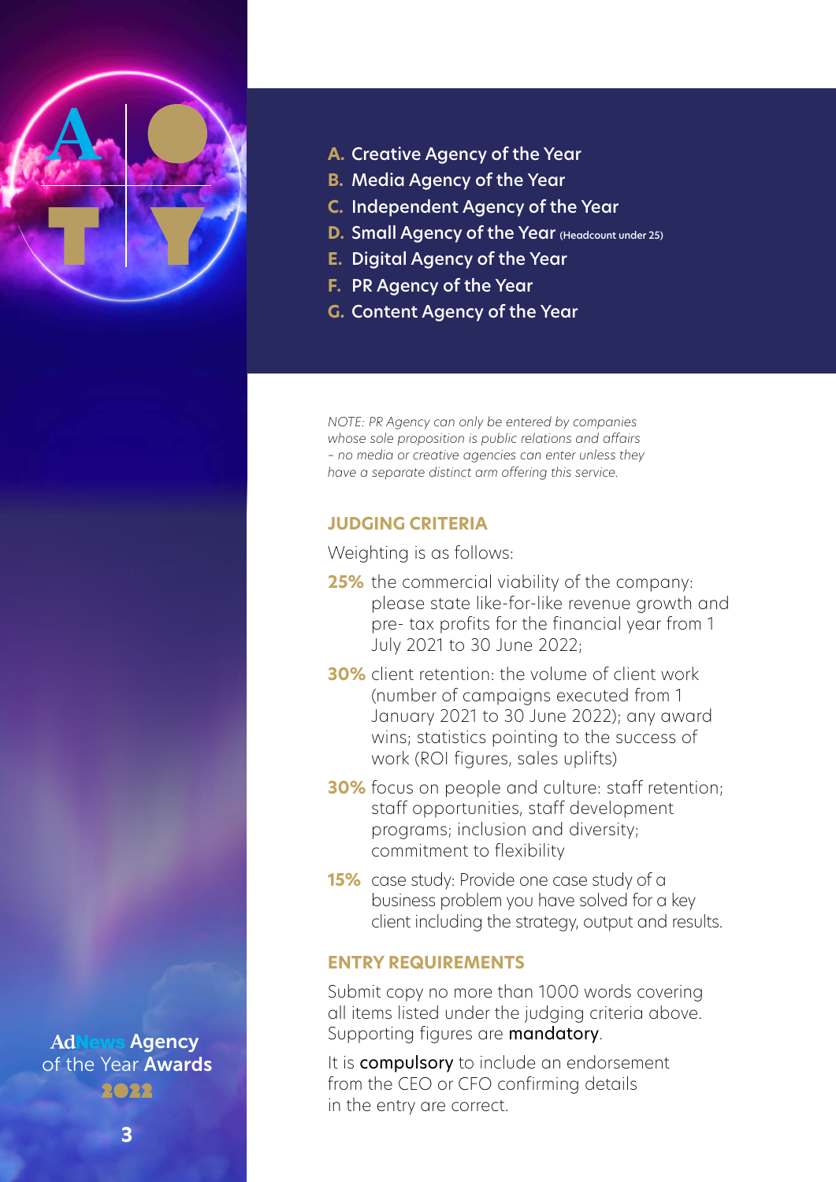- **A.** Creative Agency of the Year
- **B.** Media Agency of the Year
- **C.** Independent Agency of the Year
- **D.** Small Agency of the Year (Headcount under 25)
- **E.** Digital Agency of the Year
- **F.** PR Agency of the Year
- **G.** Content Agency of the Year

*NOTE: PR Agency can only be entered by companies whose sole proposition is public relations and affairs – no media or creative agencies can enter unless they have a separate distinct arm offering this service.*

## JUDGING CRITERIA

Weighting is as follows:

**25%** the commercial viability of the company: please state like-for-like revenue growth and pre- tax profits for the financial year from 1 July 2021 to 30 June 2022;

**30%** client retention: the volume of client work (number of campaigns executed from 1 January 2021 to 30 June 2022); any award wins; statistics pointing to the success of work (ROI figures, sales uplifts)

**30%** focus on people and culture: staff retention; staff opportunities, staff development programs; inclusion and diversity; commitment to flexibility

**15%** case study: Provide one case study of a business problem you have solved for a key client including the strategy, output and results.

## ENTRY REQUIREMENTS

Submit copy no more than 1000 words covering all items listed under the judging criteria above. Supporting figures are **mandatory**.

It is **compulsory** to include an endorsement from the CEO or CFO confirming details in the entry are correct.

AdNews Agency of the Year Awards 2022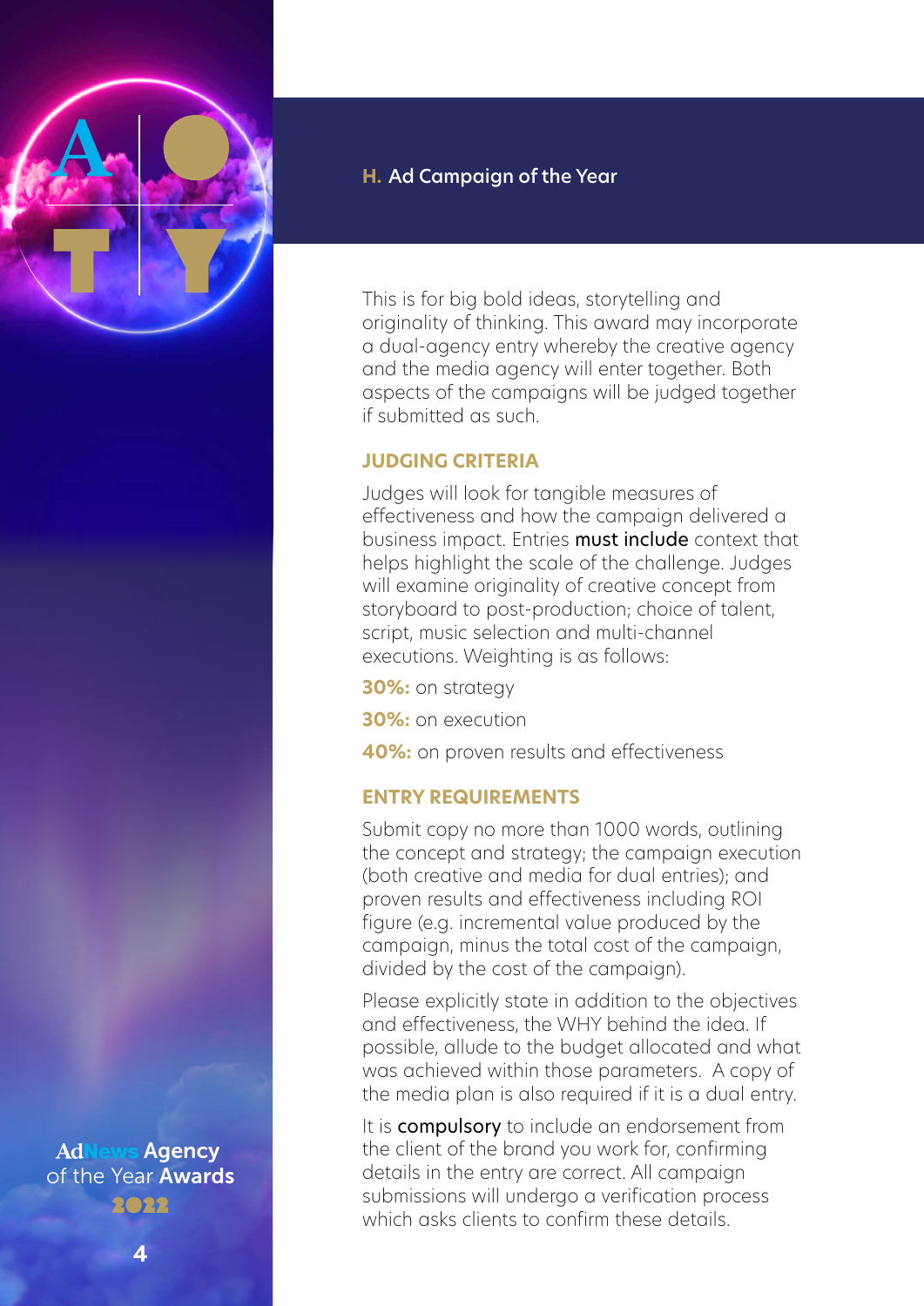## H. Ad Campaign of the Year

This is for big bold ideas, storytelling and originality of thinking. This award may incorporate a dual-agency entry whereby the creative agency and the media agency will enter together. Both aspects of the campaigns will be judged together if submitted as such.

### JUDGING CRITERIA

Judges will look for tangible measures of effectiveness and how the campaign delivered a business impact. Entries **must include** context that helps highlight the scale of the challenge. Judges will examine originality of creative concept from storyboard to post-production; choice of talent, script, music selection and multi-channel executions. Weighting is as follows:

**30%:** on strategy

**30%:** on execution

**40%:** on proven results and effectiveness

### ENTRY REQUIREMENTS

Submit copy no more than 1000 words, outlining the concept and strategy; the campaign execution (both creative and media for dual entries); and proven results and effectiveness including ROI figure (e.g. incremental value produced by the campaign, minus the total cost of the campaign, divided by the cost of the campaign).

Please explicitly state in addition to the objectives and effectiveness, the WHY behind the idea. If possible, allude to the budget allocated and what was achieved within those parameters. A copy of the media plan is also required if it is a dual entry.

It is **compulsory** to include an endorsement from the client of the brand you work for, confirming details in the entry are correct. All campaign submissions will undergo a verification process which asks clients to confirm these details.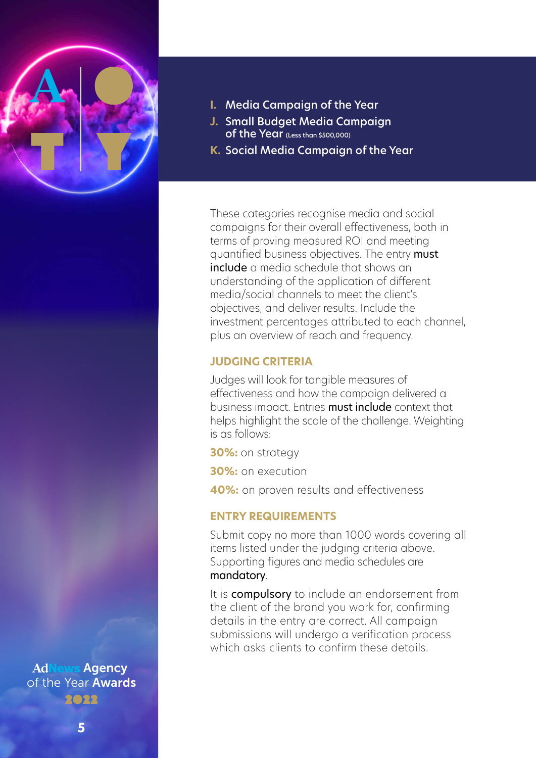- **I.** Media Campaign of the Year
- **J.** Small Budget Media Campaign of the Year (Less than $500,000)
- **K.** Social Media Campaign of the Year

These categories recognise media and social campaigns for their overall effectiveness, both in terms of proving measured ROI and meeting quantified business objectives. The entry **must include** a media schedule that shows an understanding of the application of different media/social channels to meet the client's objectives, and deliver results. Include the investment percentages attributed to each channel, plus an overview of reach and frequency.

## JUDGING CRITERIA

Judges will look for tangible measures of effectiveness and how the campaign delivered a business impact. Entries **must include** context that helps highlight the scale of the challenge. Weighting is as follows:

**30%:** on strategy

**30%:** on execution

**40%:** on proven results and effectiveness

## ENTRY REQUIREMENTS

Submit copy no more than 1000 words covering all items listed under the judging criteria above. Supporting figures and media schedules are **mandatory**.

It is **compulsory** to include an endorsement from the client of the brand you work for, confirming details in the entry are correct. All campaign submissions will undergo a verification process which asks clients to confirm these details.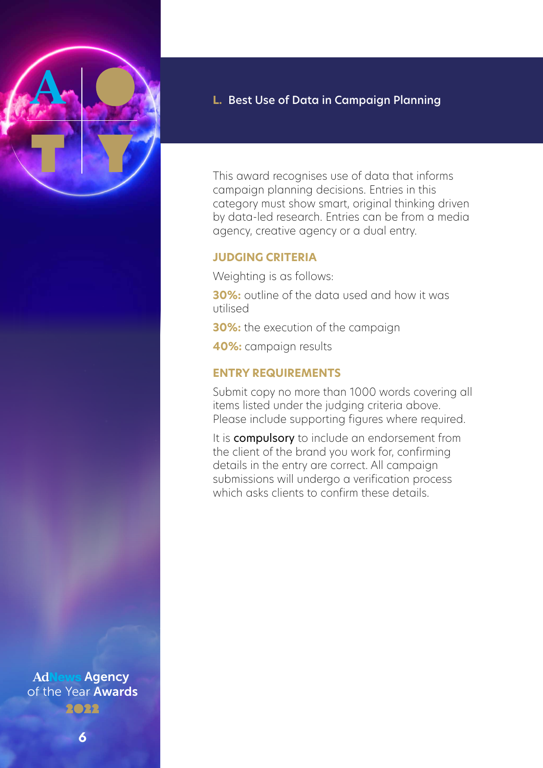## L. Best Use of Data in Campaign Planning

This award recognises use of data that informs campaign planning decisions. Entries in this category must show smart, original thinking driven by data-led research. Entries can be from a media agency, creative agency or a dual entry.

### JUDGING CRITERIA

Weighting is as follows:

**30%:** outline of the data used and how it was utilised

**30%:** the execution of the campaign

**40%:** campaign results

### ENTRY REQUIREMENTS

Submit copy no more than 1000 words covering all items listed under the judging criteria above. Please include supporting figures where required.

It is **compulsory** to include an endorsement from the client of the brand you work for, confirming details in the entry are correct. All campaign submissions will undergo a verification process which asks clients to confirm these details.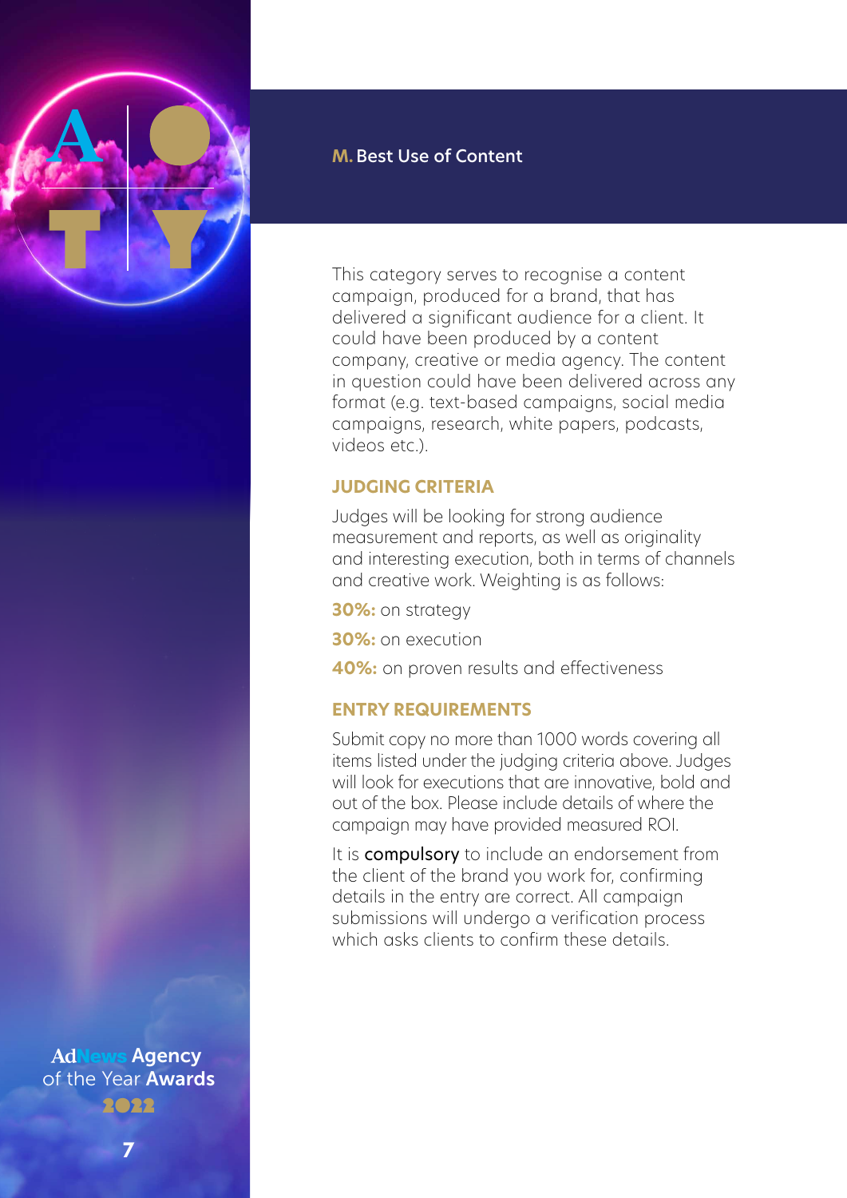## M. Best Use of Content

This category serves to recognise a content campaign, produced for a brand, that has delivered a significant audience for a client. It could have been produced by a content company, creative or media agency. The content in question could have been delivered across any format (e.g. text-based campaigns, social media campaigns, research, white papers, podcasts, videos etc.).

### JUDGING CRITERIA

Judges will be looking for strong audience measurement and reports, as well as originality and interesting execution, both in terms of channels and creative work. Weighting is as follows:

**30%:** on strategy

**30%:** on execution

**40%:** on proven results and effectiveness

### ENTRY REQUIREMENTS

Submit copy no more than 1000 words covering all items listed under the judging criteria above. Judges will look for executions that are innovative, bold and out of the box. Please include details of where the campaign may have provided measured ROI.

It is **compulsory** to include an endorsement from the client of the brand you work for, confirming details in the entry are correct. All campaign submissions will undergo a verification process which asks clients to confirm these details.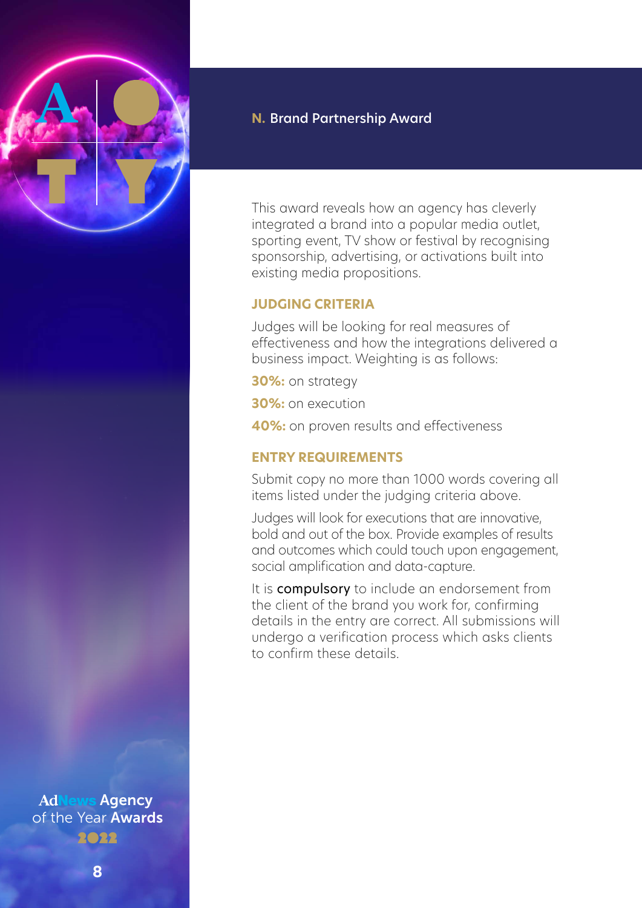## N. Brand Partnership Award

This award reveals how an agency has cleverly integrated a brand into a popular media outlet, sporting event, TV show or festival by recognising sponsorship, advertising, or activations built into existing media propositions.

### JUDGING CRITERIA

Judges will be looking for real measures of effectiveness and how the integrations delivered a business impact. Weighting is as follows:

**30%:** on strategy

**30%:** on execution

**40%:** on proven results and effectiveness

### ENTRY REQUIREMENTS

Submit copy no more than 1000 words covering all items listed under the judging criteria above.

Judges will look for executions that are innovative, bold and out of the box. Provide examples of results and outcomes which could touch upon engagement, social amplification and data-capture.

It is **compulsory** to include an endorsement from the client of the brand you work for, confirming details in the entry are correct. All submissions will undergo a verification process which asks clients to confirm these details.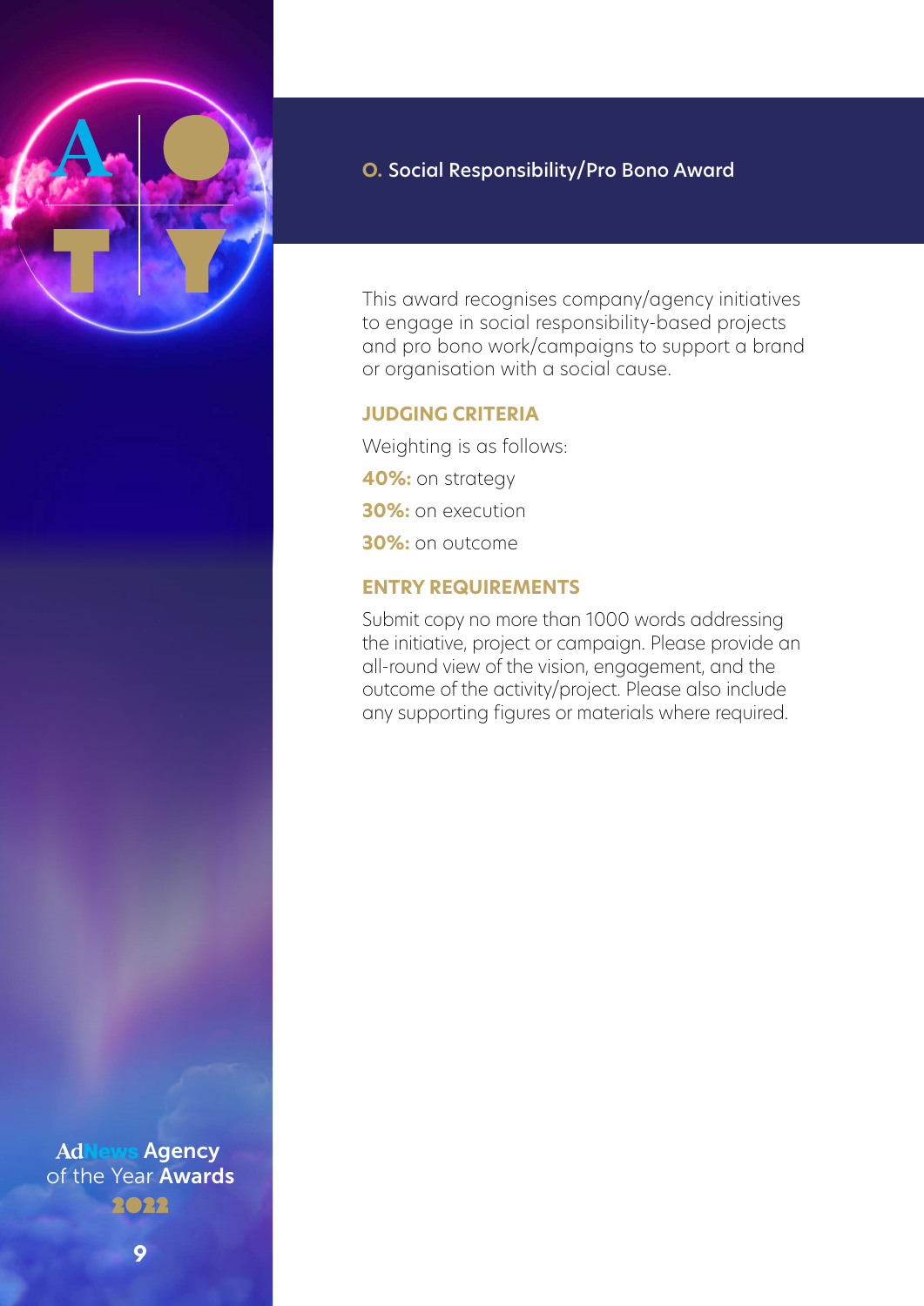## O. Social Responsibility/Pro Bono Award

This award recognises company/agency initiatives to engage in social responsibility-based projects and pro bono work/campaigns to support a brand or organisation with a social cause.

### JUDGING CRITERIA

Weighting is as follows:

**40%:** on strategy

**30%:** on execution

**30%:** on outcome

### ENTRY REQUIREMENTS

Submit copy no more than 1000 words addressing the initiative, project or campaign. Please provide an all-round view of the vision, engagement, and the outcome of the activity/project. Please also include any supporting figures or materials where required.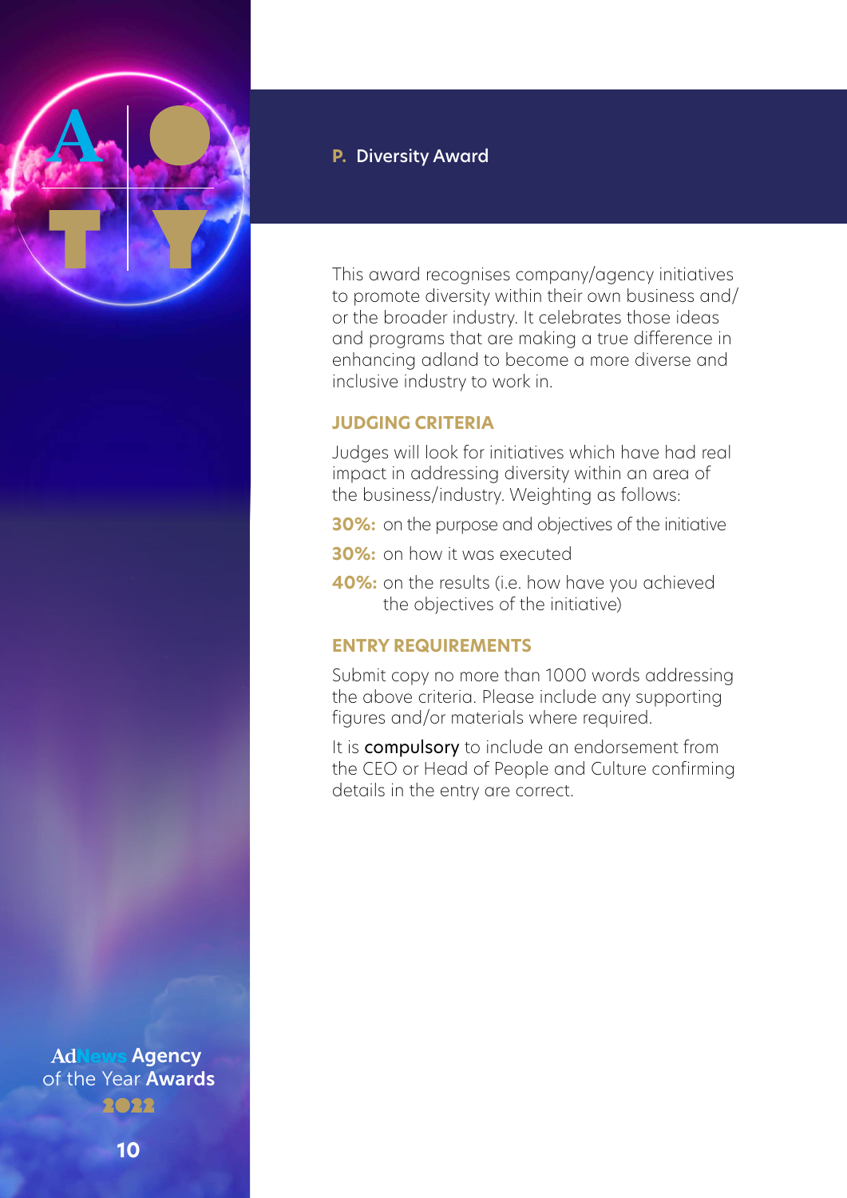## P. Diversity Award

This award recognises company/agency initiatives to promote diversity within their own business and/or the broader industry. It celebrates those ideas and programs that are making a true difference in enhancing adland to become a more diverse and inclusive industry to work in.

### JUDGING CRITERIA

Judges will look for initiatives which have had real impact in addressing diversity within an area of the business/industry. Weighting as follows:

**30%:** on the purpose and objectives of the initiative

**30%:** on how it was executed

**40%:** on the results (i.e. how have you achieved the objectives of the initiative)

### ENTRY REQUIREMENTS

Submit copy no more than 1000 words addressing the above criteria. Please include any supporting figures and/or materials where required.

It is **compulsory** to include an endorsement from the CEO or Head of People and Culture confirming details in the entry are correct.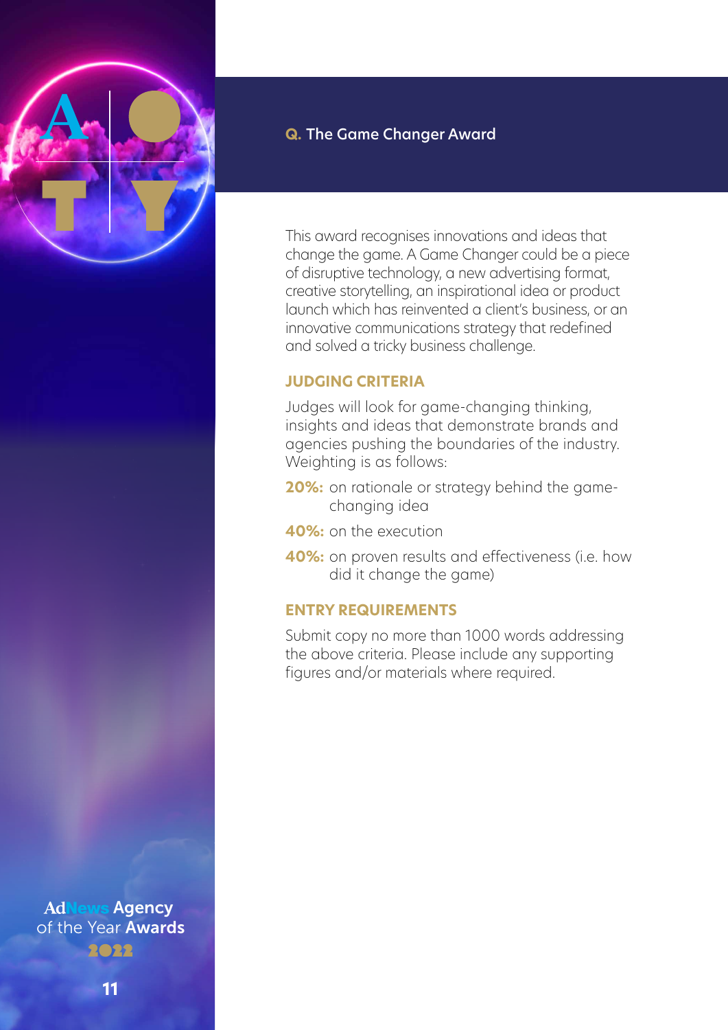## Q. The Game Changer Award

This award recognises innovations and ideas that change the game. A Game Changer could be a piece of disruptive technology, a new advertising format, creative storytelling, an inspirational idea or product launch which has reinvented a client's business, or an innovative communications strategy that redefined and solved a tricky business challenge.

### JUDGING CRITERIA

Judges will look for game-changing thinking, insights and ideas that demonstrate brands and agencies pushing the boundaries of the industry. Weighting is as follows:

- **20%:** on rationale or strategy behind the game-changing idea
- **40%:** on the execution
- **40%:** on proven results and effectiveness (i.e. how did it change the game)

### ENTRY REQUIREMENTS

Submit copy no more than 1000 words addressing the above criteria. Please include any supporting figures and/or materials where required.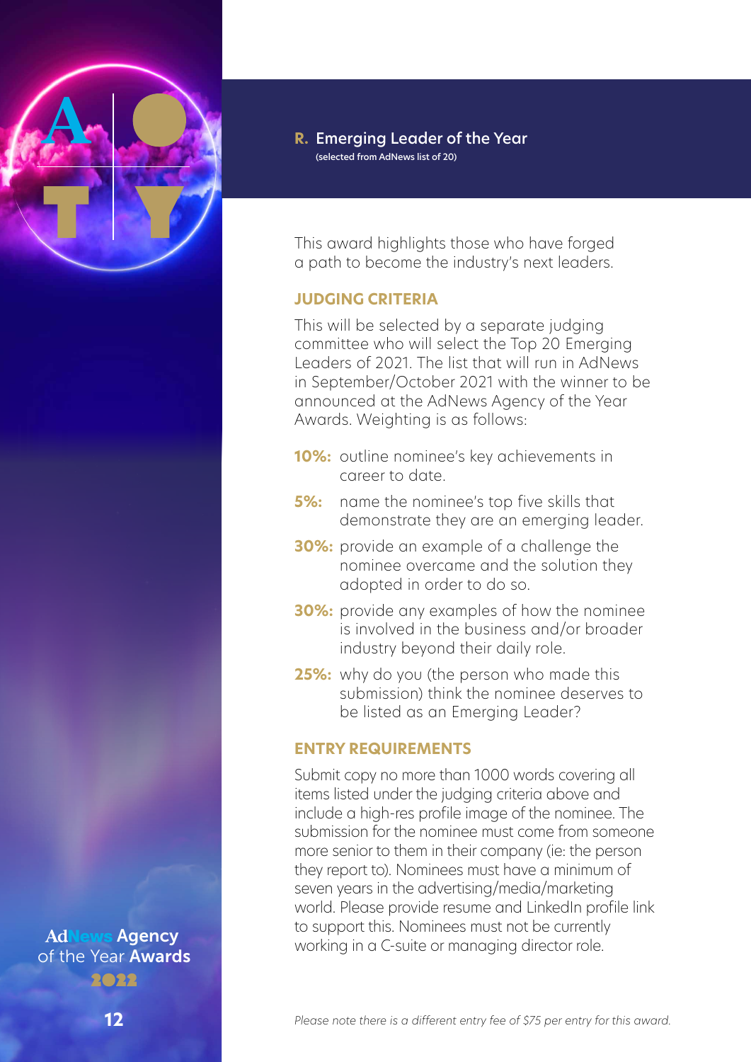## R. Emerging Leader of the Year

(selected from AdNews list of 20)

This award highlights those who have forged a path to become the industry's next leaders.

### JUDGING CRITERIA

This will be selected by a separate judging committee who will select the Top 20 Emerging Leaders of 2021. The list that will run in AdNews in September/October 2021 with the winner to be announced at the AdNews Agency of the Year Awards. Weighting is as follows:

- **10%:** outline nominee's key achievements in career to date.
- **5%:** name the nominee's top five skills that demonstrate they are an emerging leader.
- **30%:** provide an example of a challenge the nominee overcame and the solution they adopted in order to do so.
- **30%:** provide any examples of how the nominee is involved in the business and/or broader industry beyond their daily role.
- **25%:** why do you (the person who made this submission) think the nominee deserves to be listed as an Emerging Leader?

### ENTRY REQUIREMENTS

Submit copy no more than 1000 words covering all items listed under the judging criteria above and include a high-res profile image of the nominee. The submission for the nominee must come from someone more senior to them in their company (ie: the person they report to). Nominees must have a minimum of seven years in the advertising/media/marketing world. Please provide resume and LinkedIn profile link to support this. Nominees must not be currently working in a C-suite or managing director role.

*Please note there is a different entry fee of $75 per entry for this award.*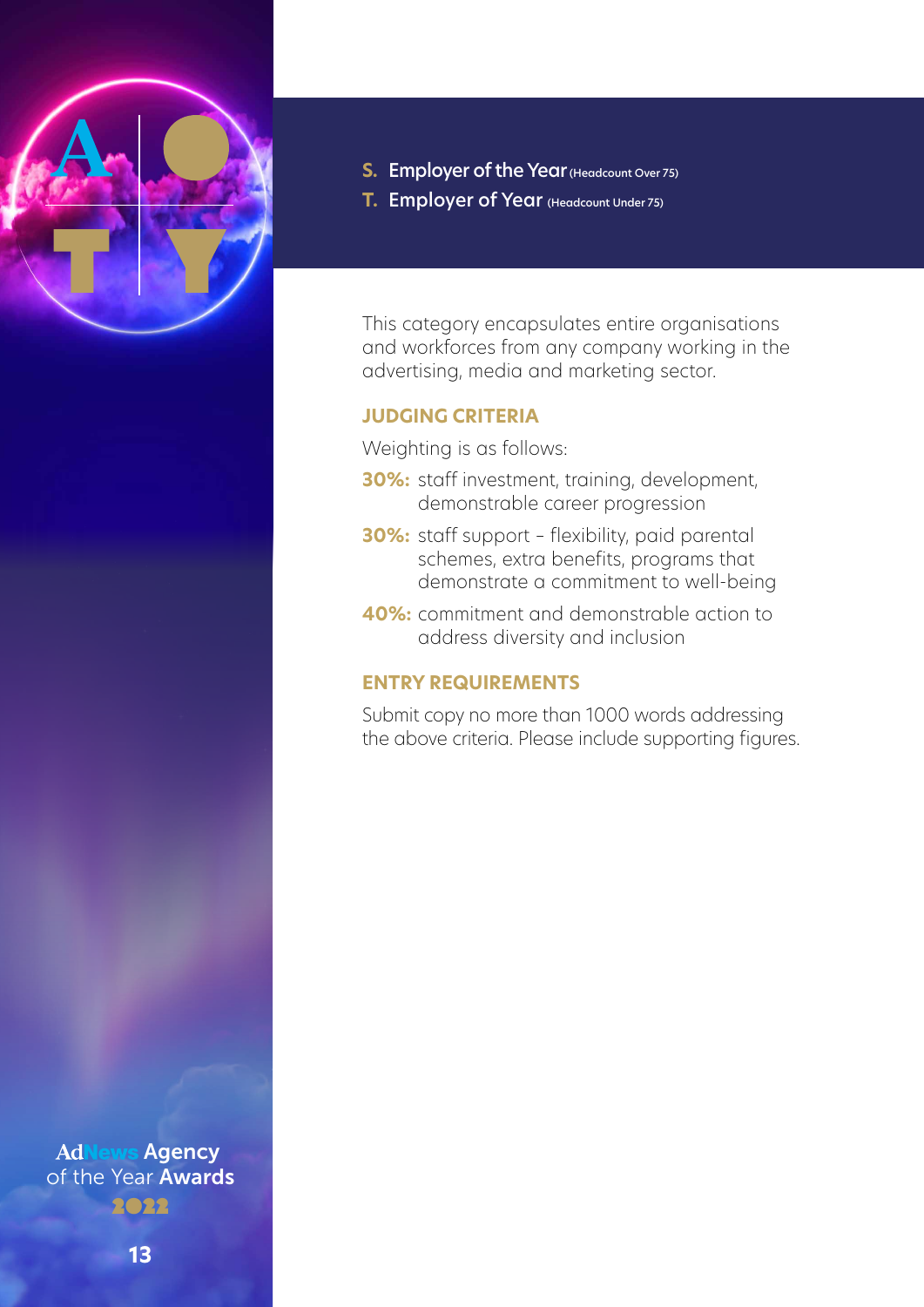## S. Employer of the Year (Headcount Over 75)

## T. Employer of Year (Headcount Under 75)

This category encapsulates entire organisations and workforces from any company working in the advertising, media and marketing sector.

### JUDGING CRITERIA

Weighting is as follows:

- **30%:** staff investment, training, development, demonstrable career progression
- **30%:** staff support – flexibility, paid parental schemes, extra benefits, programs that demonstrate a commitment to well-being
- **40%:** commitment and demonstrable action to address diversity and inclusion

### ENTRY REQUIREMENTS

Submit copy no more than 1000 words addressing the above criteria. Please include supporting figures.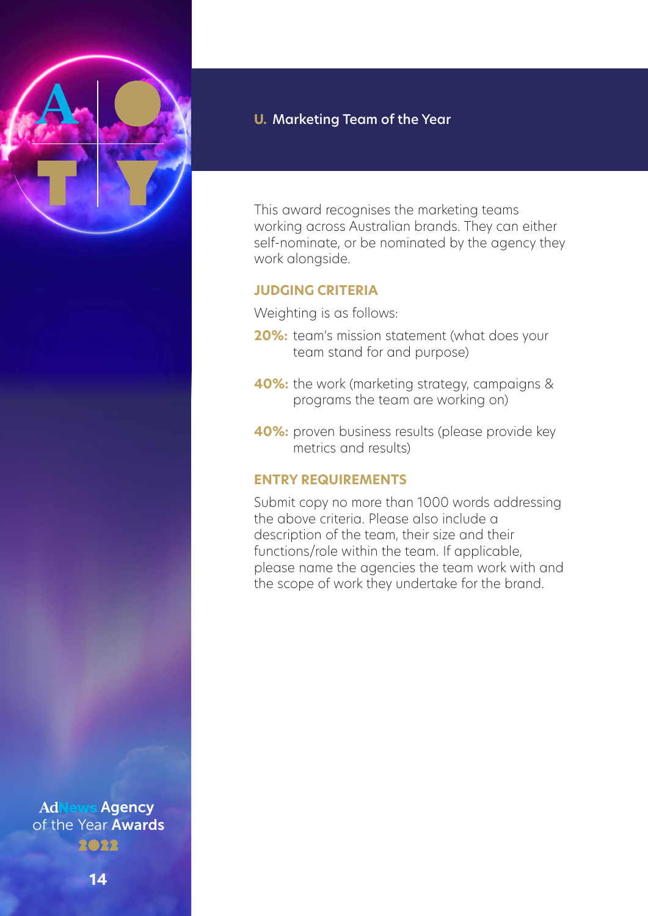## U. Marketing Team of the Year

This award recognises the marketing teams working across Australian brands. They can either self-nominate, or be nominated by the agency they work alongside.

### JUDGING CRITERIA

Weighting is as follows:

**20%:** team's mission statement (what does your team stand for and purpose)

**40%:** the work (marketing strategy, campaigns & programs the team are working on)

**40%:** proven business results (please provide key metrics and results)

### ENTRY REQUIREMENTS

Submit copy no more than 1000 words addressing the above criteria. Please also include a description of the team, their size and their functions/role within the team. If applicable, please name the agencies the team work with and the scope of work they undertake for the brand.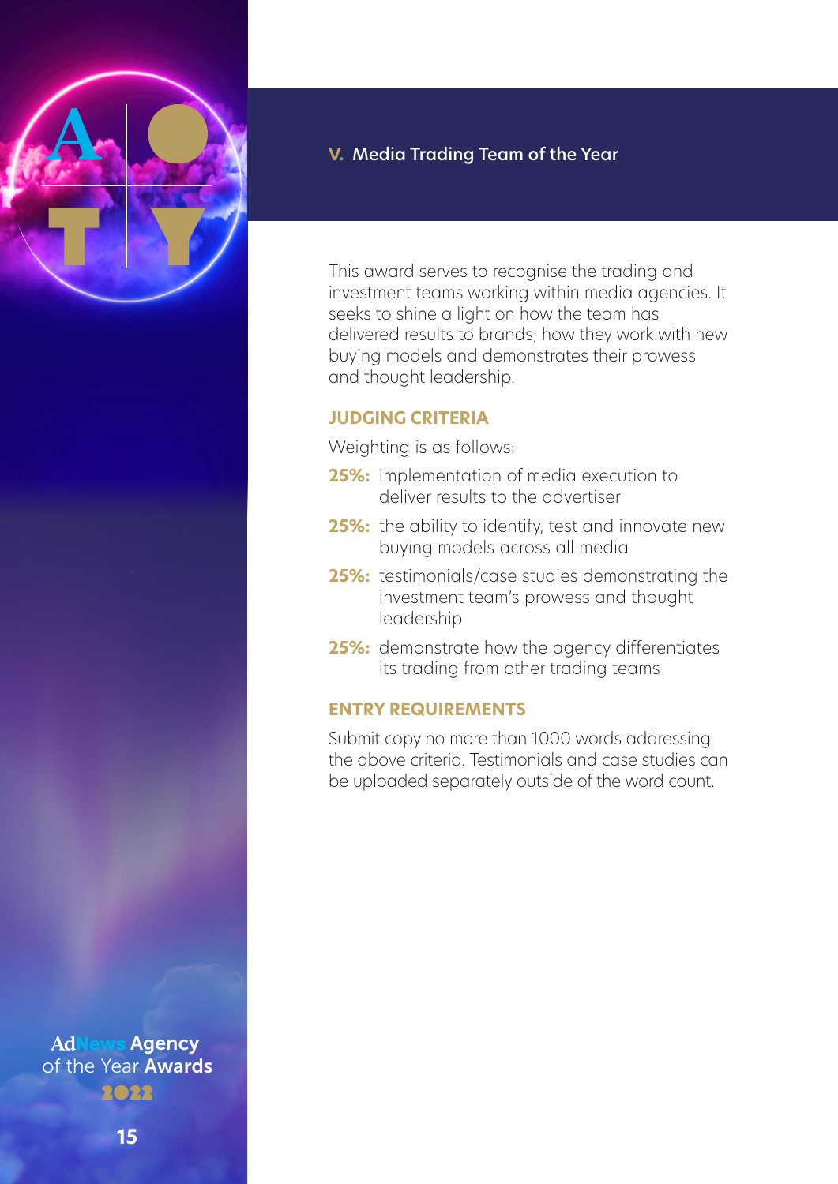## V. Media Trading Team of the Year

This award serves to recognise the trading and investment teams working within media agencies. It seeks to shine a light on how the team has delivered results to brands; how they work with new buying models and demonstrates their prowess and thought leadership.

### JUDGING CRITERIA

Weighting is as follows:

- **25%:** implementation of media execution to deliver results to the advertiser
- **25%:** the ability to identify, test and innovate new buying models across all media
- **25%:** testimonials/case studies demonstrating the investment team's prowess and thought leadership
- **25%:** demonstrate how the agency differentiates its trading from other trading teams

### ENTRY REQUIREMENTS

Submit copy no more than 1000 words addressing the above criteria. Testimonials and case studies can be uploaded separately outside of the word count.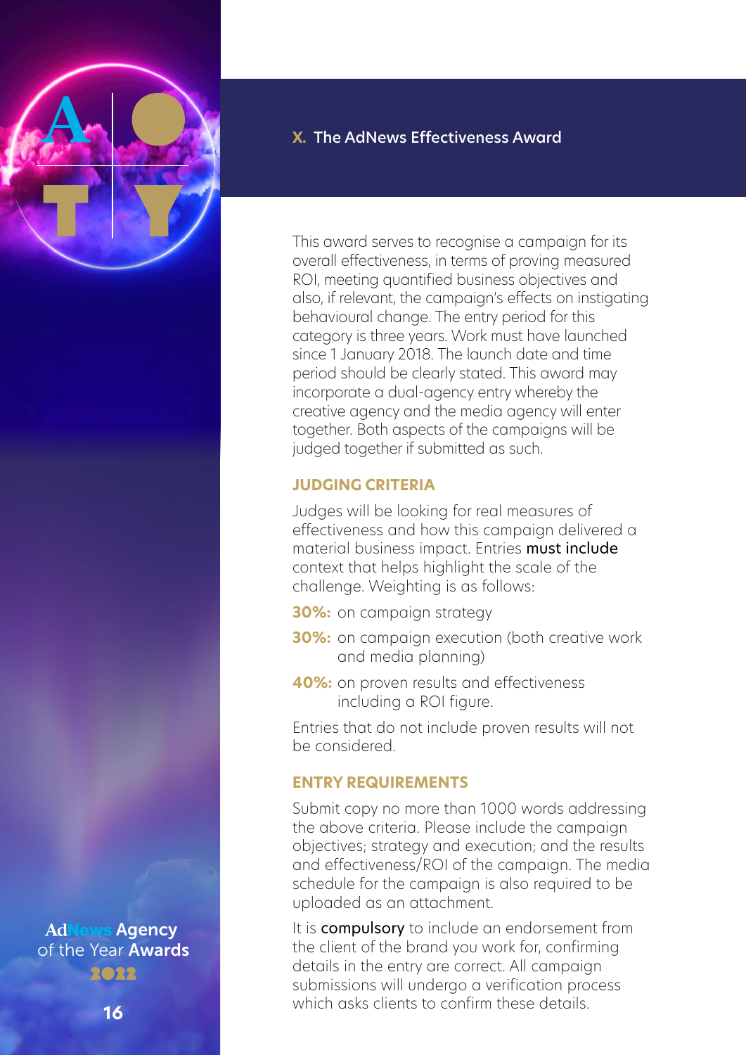## X. The AdNews Effectiveness Award

This award serves to recognise a campaign for its overall effectiveness, in terms of proving measured ROI, meeting quantified business objectives and also, if relevant, the campaign's effects on instigating behavioural change. The entry period for this category is three years. Work must have launched since 1 January 2018. The launch date and time period should be clearly stated. This award may incorporate a dual-agency entry whereby the creative agency and the media agency will enter together. Both aspects of the campaigns will be judged together if submitted as such.

### JUDGING CRITERIA

Judges will be looking for real measures of effectiveness and how this campaign delivered a material business impact. Entries **must include** context that helps highlight the scale of the challenge. Weighting is as follows:

- **30%:** on campaign strategy
- **30%:** on campaign execution (both creative work and media planning)
- **40%:** on proven results and effectiveness including a ROI figure.

Entries that do not include proven results will not be considered.

### ENTRY REQUIREMENTS

Submit copy no more than 1000 words addressing the above criteria. Please include the campaign objectives; strategy and execution; and the results and effectiveness/ROI of the campaign. The media schedule for the campaign is also required to be uploaded as an attachment.

It is **compulsory** to include an endorsement from the client of the brand you work for, confirming details in the entry are correct. All campaign submissions will undergo a verification process which asks clients to confirm these details.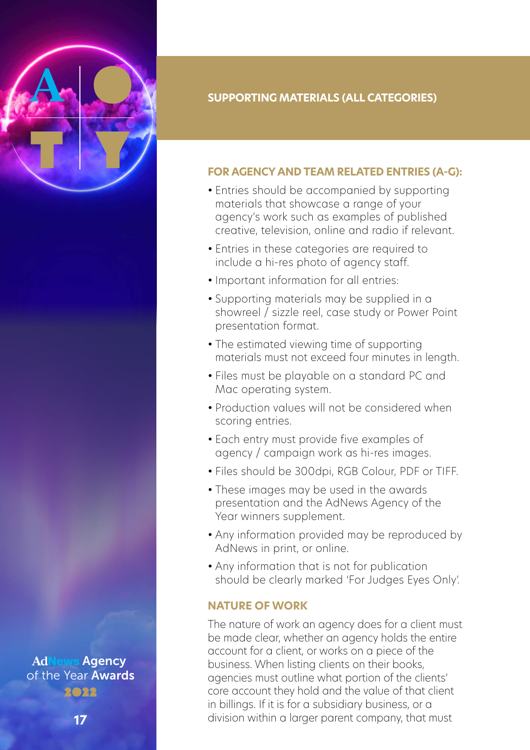## SUPPORTING MATERIALS (ALL CATEGORIES)

### FOR AGENCY AND TEAM RELATED ENTRIES (A-G):

- Entries should be accompanied by supporting materials that showcase a range of your agency's work such as examples of published creative, television, online and radio if relevant.
- Entries in these categories are required to include a hi-res photo of agency staff.
- Important information for all entries:
- Supporting materials may be supplied in a showreel / sizzle reel, case study or Power Point presentation format.
- The estimated viewing time of supporting materials must not exceed four minutes in length.
- Files must be playable on a standard PC and Mac operating system.
- Production values will not be considered when scoring entries.
- Each entry must provide five examples of agency / campaign work as hi-res images.
- Files should be 300dpi, RGB Colour, PDF or TIFF.
- These images may be used in the awards presentation and the AdNews Agency of the Year winners supplement.
- Any information provided may be reproduced by AdNews in print, or online.
- Any information that is not for publication should be clearly marked 'For Judges Eyes Only'.

### NATURE OF WORK

The nature of work an agency does for a client must be made clear, whether an agency holds the entire account for a client, or works on a piece of the business. When listing clients on their books, agencies must outline what portion of the clients' core account they hold and the value of that client in billings. If it is for a subsidiary business, or a division within a larger parent company, that must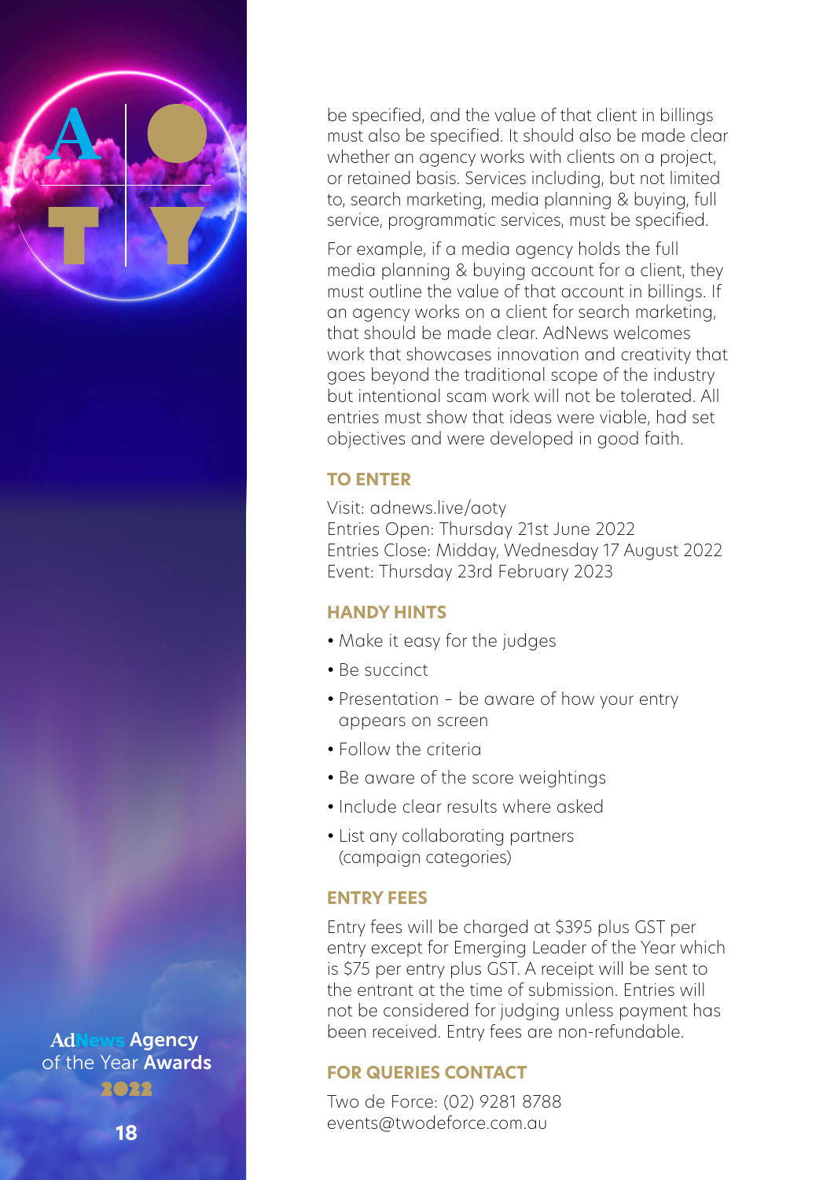be specified, and the value of that client in billings must also be specified. It should also be made clear whether an agency works with clients on a project, or retained basis. Services including, but not limited to, search marketing, media planning & buying, full service, programmatic services, must be specified.

For example, if a media agency holds the full media planning & buying account for a client, they must outline the value of that account in billings. If an agency works on a client for search marketing, that should be made clear. AdNews welcomes work that showcases innovation and creativity that goes beyond the traditional scope of the industry but intentional scam work will not be tolerated. All entries must show that ideas were viable, had set objectives and were developed in good faith.

## TO ENTER

Visit: adnews.live/aoty
Entries Open: Thursday 21st June 2022
Entries Close: Midday, Wednesday 17 August 2022
Event: Thursday 23rd February 2023

## HANDY HINTS

- Make it easy for the judges
- Be succinct
- Presentation – be aware of how your entry appears on screen
- Follow the criteria
- Be aware of the score weightings
- Include clear results where asked
- List any collaborating partners (campaign categories)

## ENTRY FEES

Entry fees will be charged at $395 plus GST per entry except for Emerging Leader of the Year which is $75 per entry plus GST. A receipt will be sent to the entrant at the time of submission. Entries will not be considered for judging unless payment has been received. Entry fees are non-refundable.

## FOR QUERIES CONTACT

Two de Force: (02) 9281 8788
events@twodeforce.com.au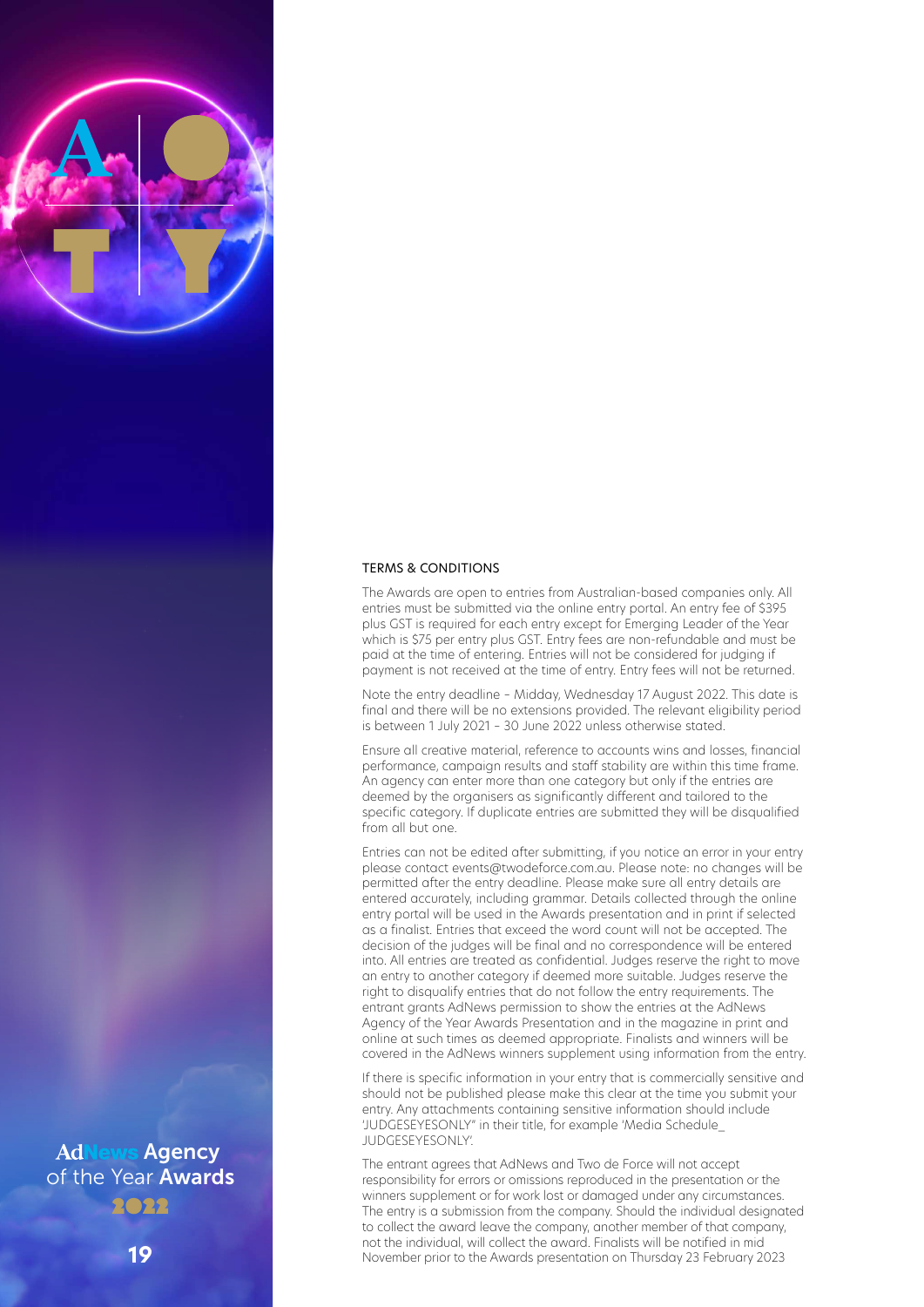## TERMS & CONDITIONS

The Awards are open to entries from Australian-based companies only. All entries must be submitted via the online entry portal. An entry fee of $395 plus GST is required for each entry except for Emerging Leader of the Year which is $75 per entry plus GST. Entry fees are non-refundable and must be paid at the time of entering. Entries will not be considered for judging if payment is not received at the time of entry. Entry fees will not be returned.

Note the entry deadline – Midday, Wednesday 17 August 2022. This date is final and there will be no extensions provided. The relevant eligibility period is between 1 July 2021 – 30 June 2022 unless otherwise stated.

Ensure all creative material, reference to accounts wins and losses, financial performance, campaign results and staff stability are within this time frame. An agency can enter more than one category but only if the entries are deemed by the organisers as significantly different and tailored to the specific category. If duplicate entries are submitted they will be disqualified from all but one.

Entries can not be edited after submitting, if you notice an error in your entry please contact events@twodeforce.com.au. Please note: no changes will be permitted after the entry deadline. Please make sure all entry details are entered accurately, including grammar. Details collected through the online entry portal will be used in the Awards presentation and in print if selected as a finalist. Entries that exceed the word count will not be accepted. The decision of the judges will be final and no correspondence will be entered into. All entries are treated as confidential. Judges reserve the right to move an entry to another category if deemed more suitable. Judges reserve the right to disqualify entries that do not follow the entry requirements. The entrant grants AdNews permission to show the entries at the AdNews Agency of the Year Awards Presentation and in the magazine in print and online at such times as deemed appropriate. Finalists and winners will be covered in the AdNews winners supplement using information from the entry.

If there is specific information in your entry that is commercially sensitive and should not be published please make this clear at the time you submit your entry. Any attachments containing sensitive information should include 'JUDGESEYESONLY" in their title, for example 'Media Schedule_JUDGESEYESONLY'.

The entrant agrees that AdNews and Two de Force will not accept responsibility for errors or omissions reproduced in the presentation or the winners supplement or for work lost or damaged under any circumstances. The entry is a submission from the company. Should the individual designated to collect the award leave the company, another member of that company, not the individual, will collect the award. Finalists will be notified in mid November prior to the Awards presentation on Thursday 23 February 2023